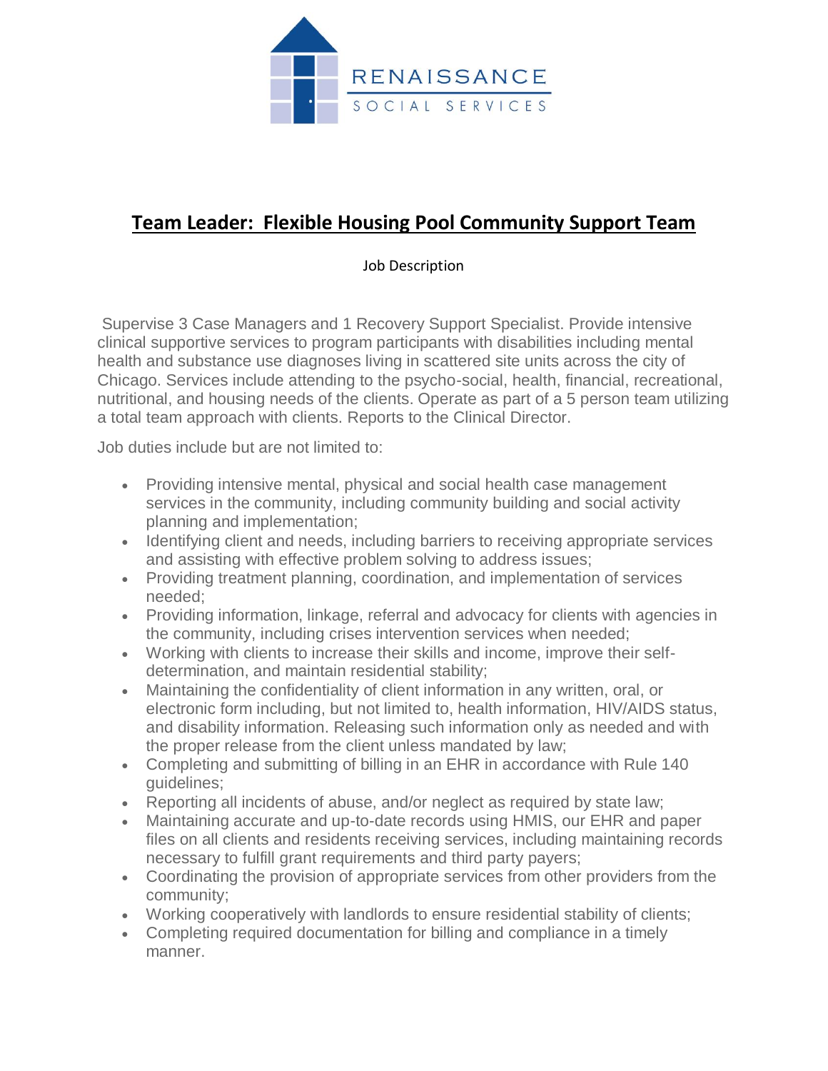RENAISSANCE

SOCIAL SERVICES

# Team Leader: Flexible Housing Pool Community Support Team

Job Description

Supervise 3 Case Managers and 1 Recovery Support Specialist. Provide intensive clinical supportive services to program participants with disabilities including mental health and substance use diagnoses living in scattered site units across the city of Chicago. Services include attending to the psycho-social, health, financial, recreational, nutritional, and housing needs of the clients. Operate as part of a 5 person team utilizing a total team approach with clients. Reports to the Clinical Director.

Job duties include but are not limited to:

- Providing intensive mental, physical and social health case management services in the community, including community building and social activity planning and implementation;
- Identifying client and needs, including barriers to receiving appropriate services and assisting with effective problem solving to address issues;
- Providing treatment planning, coordination, and implementation of services needed;
- Providing information, linkage, referral and advocacy for clients with agencies in the community, including crises intervention services when needed;
- Working with clients to increase their skills and income, improve their self-determination, and maintain residential stability;
- Maintaining the confidentiality of client information in any written, oral, or electronic form including, but not limited to, health information, HIV/AIDS status, and disability information. Releasing such information only as needed and with the proper release from the client unless mandated by law;
- Completing and submitting of billing in an EHR in accordance with Rule 140 guidelines;
- Reporting all incidents of abuse, and/or neglect as required by state law;
- Maintaining accurate and up-to-date records using HMIS, our EHR and paper files on all clients and residents receiving services, including maintaining records necessary to fulfill grant requirements and third party payers;
- Coordinating the provision of appropriate services from other providers from the community;
- Working cooperatively with landlords to ensure residential stability of clients;
- Completing required documentation for billing and compliance in a timely manner.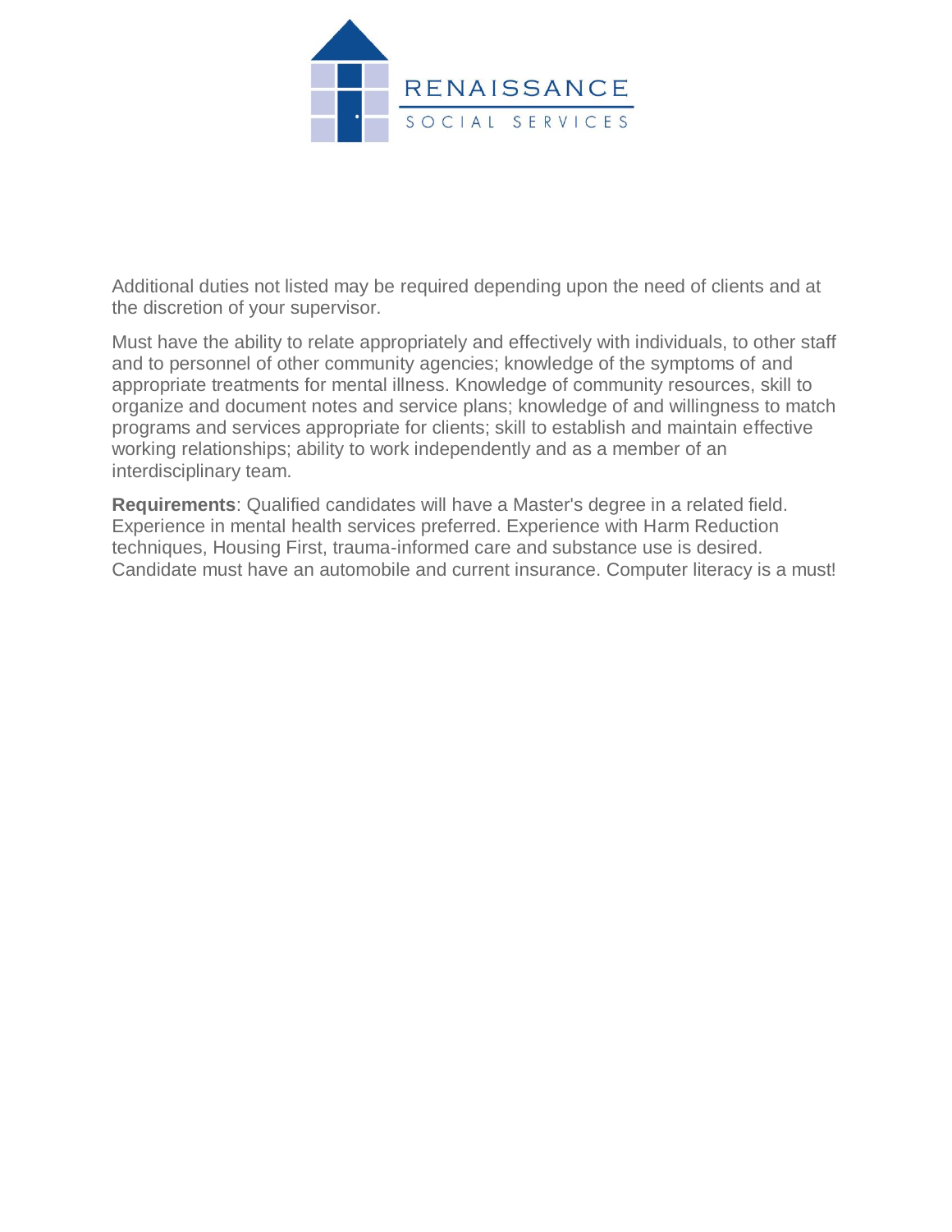Additional duties not listed may be required depending upon the need of clients and at the discretion of your supervisor.

Must have the ability to relate appropriately and effectively with individuals, to other staff and to personnel of other community agencies; knowledge of the symptoms of and appropriate treatments for mental illness. Knowledge of community resources, skill to organize and document notes and service plans; knowledge of and willingness to match programs and services appropriate for clients; skill to establish and maintain effective working relationships; ability to work independently and as a member of an interdisciplinary team.

**Requirements**: Qualified candidates will have a Master's degree in a related field. Experience in mental health services preferred. Experience with Harm Reduction techniques, Housing First, trauma-informed care and substance use is desired. Candidate must have an automobile and current insurance. Computer literacy is a must!